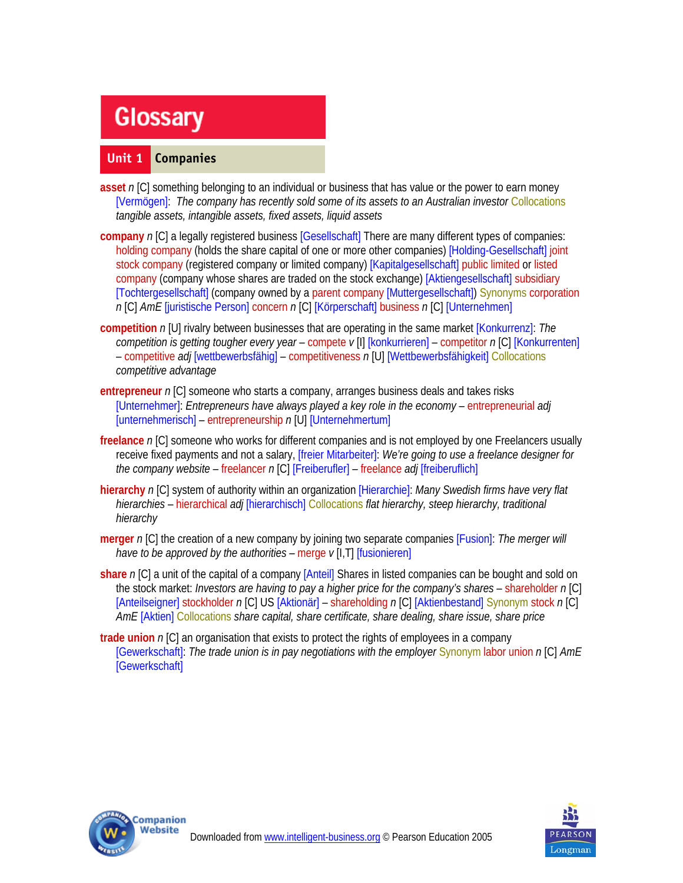# Glossary

## Unit 1 Companies

**asset** *n* [C] something belonging to an individual or business that has value or the power to earn money [Vermögen]: *The company has recently sold some of its assets to an Australian investor* Collocations *tangible assets, intangible assets, fixed assets, liquid assets*

**company** *n* [C] a legally registered business [Gesellschaft] There are many different types of companies: holding company (holds the share capital of one or more other companies) [Holding-Gesellschaft] joint stock company (registered company or limited company) [Kapitalgesellschaft] public limited or listed company (company whose shares are traded on the stock exchange) [Aktiengesellschaft] subsidiary [Tochtergesellschaft] (company owned by a parent company [Muttergesellschaft]) Synonyms corporation *n* [C] *AmE* [juristische Person] concern *n* [C] [Körperschaft] business *n* [C] [Unternehmen]

**competition** *n* [U] rivalry between businesses that are operating in the same market [Konkurrenz]: *The competition is getting tougher every year* – compete *v* [I] [konkurrieren] – competitor *n* [C] [Konkurrenten] – competitive *adj* [wettbewerbsfähig] – competitiveness *n* [U] [Wettbewerbsfähigkeit] Collocations *competitive advantage*

**entrepreneur** *n* [C] someone who starts a company, arranges business deals and takes risks [Unternehmer]: *Entrepreneurs have always played a key role in the economy* – entrepreneurial *adj* [unternehmerisch] – entrepreneurship *n* [U] [Unternehmertum]

**freelance** *n* [C] someone who works for different companies and is not employed by one Freelancers usually receive fixed payments and not a salary, [freier Mitarbeiter]: *We're going to use a freelance designer for the company website* – freelancer *n* [C] [Freiberufler] – freelance *adj* [freiberuflich]

**hierarchy** *n* [C] system of authority within an organization [Hierarchie]: *Many Swedish firms have very flat hierarchies* – hierarchical *adj* [hierarchisch] Collocations *flat hierarchy, steep hierarchy, traditional hierarchy*

**merger** *n* [C] the creation of a new company by joining two separate companies [Fusion]: *The merger will have to be approved by the authorities* – merge *v* [I,T] [fusionieren]

**share** *n* [C] a unit of the capital of a company [Anteil] Shares in listed companies can be bought and sold on the stock market: *Investors are having to pay a higher price for the company's shares* – shareholder *n* [C] [Anteilseigner] stockholder *n* [C] US [Aktionär] – shareholding *n* [C] [Aktienbestand] Synonym stock *n* [C] *AmE* [Aktien] Collocations *share capital, share certificate, share dealing, share issue, share price*

**trade union** *n* [C] an organisation that exists to protect the rights of employees in a company [Gewerkschaft]: *The trade union is in pay negotiations with the employer* Synonym labor union *n* [C] *AmE* [Gewerkschaft]

Downloaded from www.intelligent-business.org © Pearson Education 2005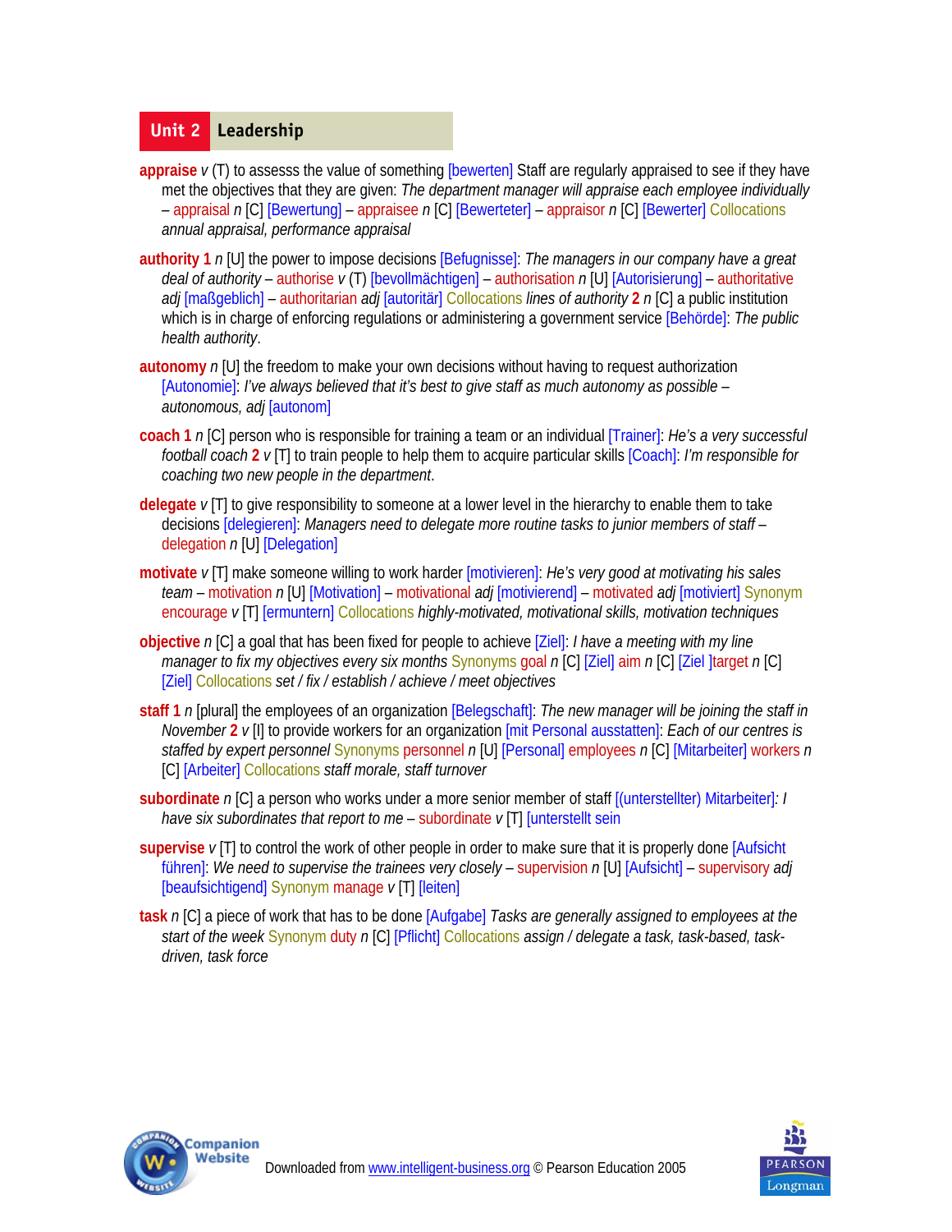# Unit 2 Leadership

**appraise** *v* (T) to assesss the value of something [bewerten] Staff are regularly appraised to see if they have met the objectives that they are given: *The department manager will appraise each employee individually* – appraisal *n* [C] [Bewertung] – appraisee *n* [C] [Bewerteter] – appraisor *n* [C] [Bewerter] Collocations *annual appraisal, performance appraisal*

**authority 1** *n* [U] the power to impose decisions [Befugnisse]: *The managers in our company have a great deal of authority* – authorise *v* (T) [bevollmächtigen] – authorisation *n* [U] [Autorisierung] – authoritative *adj* [maßgeblich] – authoritarian *adj* [autoritär] Collocations *lines of authority* **2** *n* [C] a public institution which is in charge of enforcing regulations or administering a government service [Behörde]: *The public health authority*.

**autonomy** *n* [U] the freedom to make your own decisions without having to request authorization [Autonomie]: *I've always believed that it's best to give staff as much autonomy as possible – autonomous, adj* [autonom]

**coach 1** *n* [C] person who is responsible for training a team or an individual [Trainer]: *He's a very successful football coach* **2** *v* [T] to train people to help them to acquire particular skills [Coach]: *I'm responsible for coaching two new people in the department*.

**delegate** *v* [T] to give responsibility to someone at a lower level in the hierarchy to enable them to take decisions [delegieren]: *Managers need to delegate more routine tasks to junior members of staff* – delegation *n* [U] [Delegation]

**motivate** *v* [T] make someone willing to work harder [motivieren]: *He's very good at motivating his sales team* – motivation *n* [U] [Motivation] – motivational *adj* [motivierend] – motivated *adj* [motiviert] Synonym encourage *v* [T] [ermuntern] Collocations *highly-motivated, motivational skills, motivation techniques*

**objective** *n* [C] a goal that has been fixed for people to achieve [Ziel]: *I have a meeting with my line manager to fix my objectives every six months* Synonyms goal *n* [C] [Ziel] aim *n* [C] [Ziel ]target *n* [C] [Ziel] Collocations *set / fix / establish / achieve / meet objectives*

**staff 1** *n* [plural] the employees of an organization [Belegschaft]: *The new manager will be joining the staff in November* **2** *v* [I] to provide workers for an organization [mit Personal ausstatten]: *Each of our centres is staffed by expert personnel* Synonyms personnel *n* [U] [Personal] employees *n* [C] [Mitarbeiter] workers *n* [C] [Arbeiter] Collocations *staff morale, staff turnover*

**subordinate** *n* [C] a person who works under a more senior member of staff [(unterstellter) Mitarbeiter]: *I have six subordinates that report to me* – subordinate *v* [T] [unterstellt sein]

**supervise** *v* [T] to control the work of other people in order to make sure that it is properly done [Aufsicht führen]: *We need to supervise the trainees very closely* – supervision *n* [U] [Aufsicht] – supervisory *adj* [beaufsichtigend] Synonym manage *v* [T] [leiten]

**task** *n* [C] a piece of work that has to be done [Aufgabe] *Tasks are generally assigned to employees at the start of the week* Synonym duty *n* [C] [Pflicht] Collocations *assign / delegate a task, task-based, task-driven, task force*

Downloaded from www.intelligent-business.org © Pearson Education 2005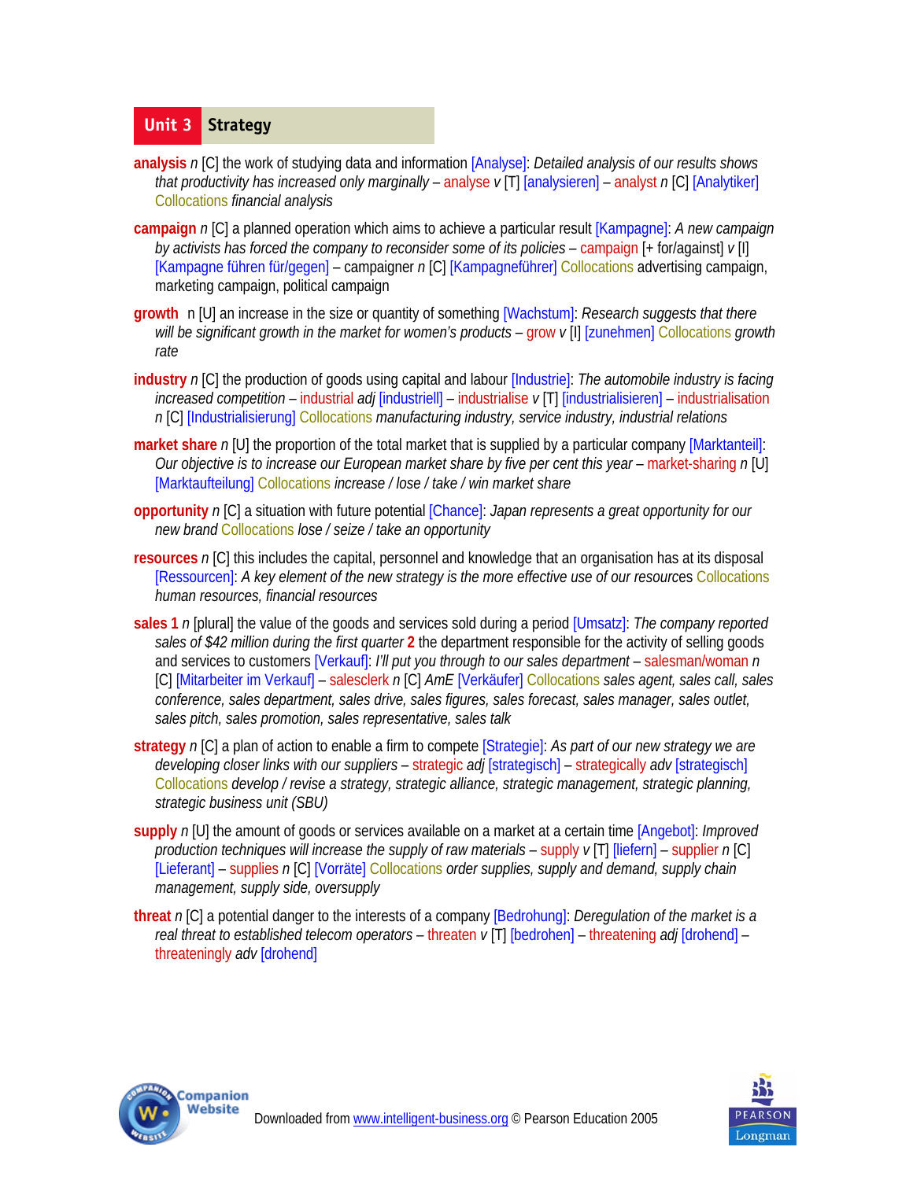## Unit 3 Strategy

**analysis** *n* [C] the work of studying data and information [Analyse]: *Detailed analysis of our results shows that productivity has increased only marginally* – analyse *v* [T] [analysieren] – analyst *n* [C] [Analytiker] Collocations *financial analysis*

**campaign** *n* [C] a planned operation which aims to achieve a particular result [Kampagne]: *A new campaign by activists has forced the company to reconsider some of its policies* – campaign [+ for/against] *v* [I] [Kampagne führen für/gegen] – campaigner *n* [C] [Kampagneführer] Collocations advertising campaign, marketing campaign, political campaign

**growth** *n* [U] an increase in the size or quantity of something [Wachstum]: *Research suggests that there will be significant growth in the market for women's products* – grow *v* [I] [zunehmen] Collocations *growth rate*

**industry** *n* [C] the production of goods using capital and labour [Industrie]: *The automobile industry is facing increased competition* – industrial *adj* [industriell] – industrialise *v* [T] [industrialisieren] – industrialisation *n* [C] [Industrialisierung] Collocations *manufacturing industry, service industry, industrial relations*

**market share** *n* [U] the proportion of the total market that is supplied by a particular company [Marktanteil]: *Our objective is to increase our European market share by five per cent this year* – market-sharing *n* [U] [Marktaufteilung] Collocations *increase / lose / take / win market share*

**opportunity** *n* [C] a situation with future potential [Chance]: *Japan represents a great opportunity for our new brand* Collocations *lose / seize / take an opportunity*

**resources** *n* [C] this includes the capital, personnel and knowledge that an organisation has at its disposal [Ressourcen]: *A key element of the new strategy is the more effective use of our resources* Collocations *human resources, financial resources*

**sales** **1** *n* [plural] the value of the goods and services sold during a period [Umsatz]: *The company reported sales of $42 million during the first quarter* **2** the department responsible for the activity of selling goods and services to customers [Verkauf]: *I'll put you through to our sales department* – salesman/woman *n* [C] [Mitarbeiter im Verkauf] – salesclerk *n* [C] *AmE* [Verkäufer] Collocations *sales agent, sales call, sales conference, sales department, sales drive, sales figures, sales forecast, sales manager, sales outlet, sales pitch, sales promotion, sales representative, sales talk*

**strategy** *n* [C] a plan of action to enable a firm to compete [Strategie]: *As part of our new strategy we are developing closer links with our suppliers* – strategic *adj* [strategisch] – strategically *adv* [strategisch] Collocations *develop / revise a strategy, strategic alliance, strategic management, strategic planning, strategic business unit (SBU)*

**supply** *n* [U] the amount of goods or services available on a market at a certain time [Angebot]: *Improved production techniques will increase the supply of raw materials* – supply *v* [T] [liefern] – supplier *n* [C] [Lieferant] – supplies *n* [C] [Vorräte] Collocations *order supplies, supply and demand, supply chain management, supply side, oversupply*

**threat** *n* [C] a potential danger to the interests of a company [Bedrohung]: *Deregulation of the market is a real threat to established telecom operators* – threaten *v* [T] [bedrohen] – threatening *adj* [drohend] – threateningly *adv* [drohend]

Downloaded from www.intelligent-business.org © Pearson Education 2005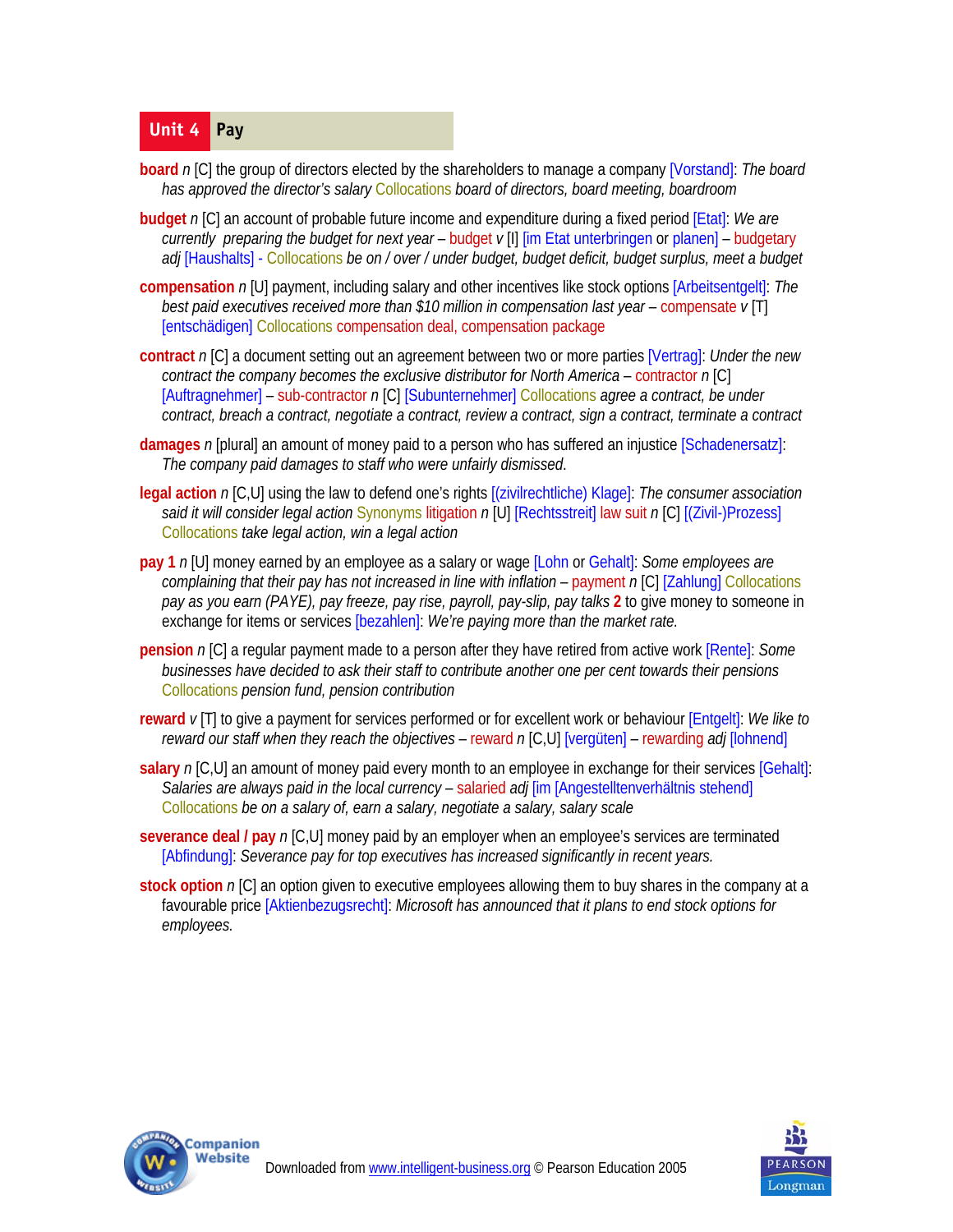## Unit 4 Pay

**board** *n* [C] the group of directors elected by the shareholders to manage a company [Vorstand]: *The board has approved the director's salary* Collocations *board of directors, board meeting, boardroom*

**budget** *n* [C] an account of probable future income and expenditure during a fixed period [Etat]: *We are currently preparing the budget for next year* – budget *v* [I] [im Etat unterbringen or planen] – budgetary *adj* [Haushalts] - Collocations *be on / over / under budget, budget deficit, budget surplus, meet a budget*

**compensation** *n* [U] payment, including salary and other incentives like stock options [Arbeitsentgelt]: *The best paid executives received more than $10 million in compensation last year* – compensate *v* [T] [entschädigen] Collocations compensation deal, compensation package

**contract** *n* [C] a document setting out an agreement between two or more parties [Vertrag]: *Under the new contract the company becomes the exclusive distributor for North America* – contractor *n* [C] [Auftragnehmer] – sub-contractor *n* [C] [Subunternehmer] Collocations *agree a contract, be under contract, breach a contract, negotiate a contract, review a contract, sign a contract, terminate a contract*

**damages** *n* [plural] an amount of money paid to a person who has suffered an injustice [Schadenersatz]: *The company paid damages to staff who were unfairly dismissed.*

**legal action** *n* [C,U] using the law to defend one's rights [(zivilrechtliche) Klage]: *The consumer association said it will consider legal action* Synonyms litigation *n* [U] [Rechtsstreit] law suit *n* [C] [(Zivil-)Prozess] Collocations *take legal action, win a legal action*

**pay 1** *n* [U] money earned by an employee as a salary or wage [Lohn or Gehalt]: *Some employees are complaining that their pay has not increased in line with inflation* – payment *n* [C] [Zahlung] Collocations *pay as you earn (PAYE), pay freeze, pay rise, payroll, pay-slip, pay talks* **2** to give money to someone in exchange for items or services [bezahlen]: *We're paying more than the market rate.*

**pension** *n* [C] a regular payment made to a person after they have retired from active work [Rente]: *Some businesses have decided to ask their staff to contribute another one per cent towards their pensions* Collocations *pension fund, pension contribution*

**reward** *v* [T] to give a payment for services performed or for excellent work or behaviour [Entgelt]: *We like to reward our staff when they reach the objectives* – reward *n* [C,U] [vergüten] – rewarding *adj* [lohnend]

**salary** *n* [C,U] an amount of money paid every month to an employee in exchange for their services [Gehalt]: *Salaries are always paid in the local currency* – salaried *adj* [im [Angestelltenverhältnis stehend] Collocations *be on a salary of, earn a salary, negotiate a salary, salary scale*

**severance deal / pay** *n* [C,U] money paid by an employer when an employee's services are terminated [Abfindung]: *Severance pay for top executives has increased significantly in recent years.*

**stock option** *n* [C] an option given to executive employees allowing them to buy shares in the company at a favourable price [Aktienbezugsrecht]: *Microsoft has announced that it plans to end stock options for employees.*

Downloaded from www.intelligent-business.org © Pearson Education 2005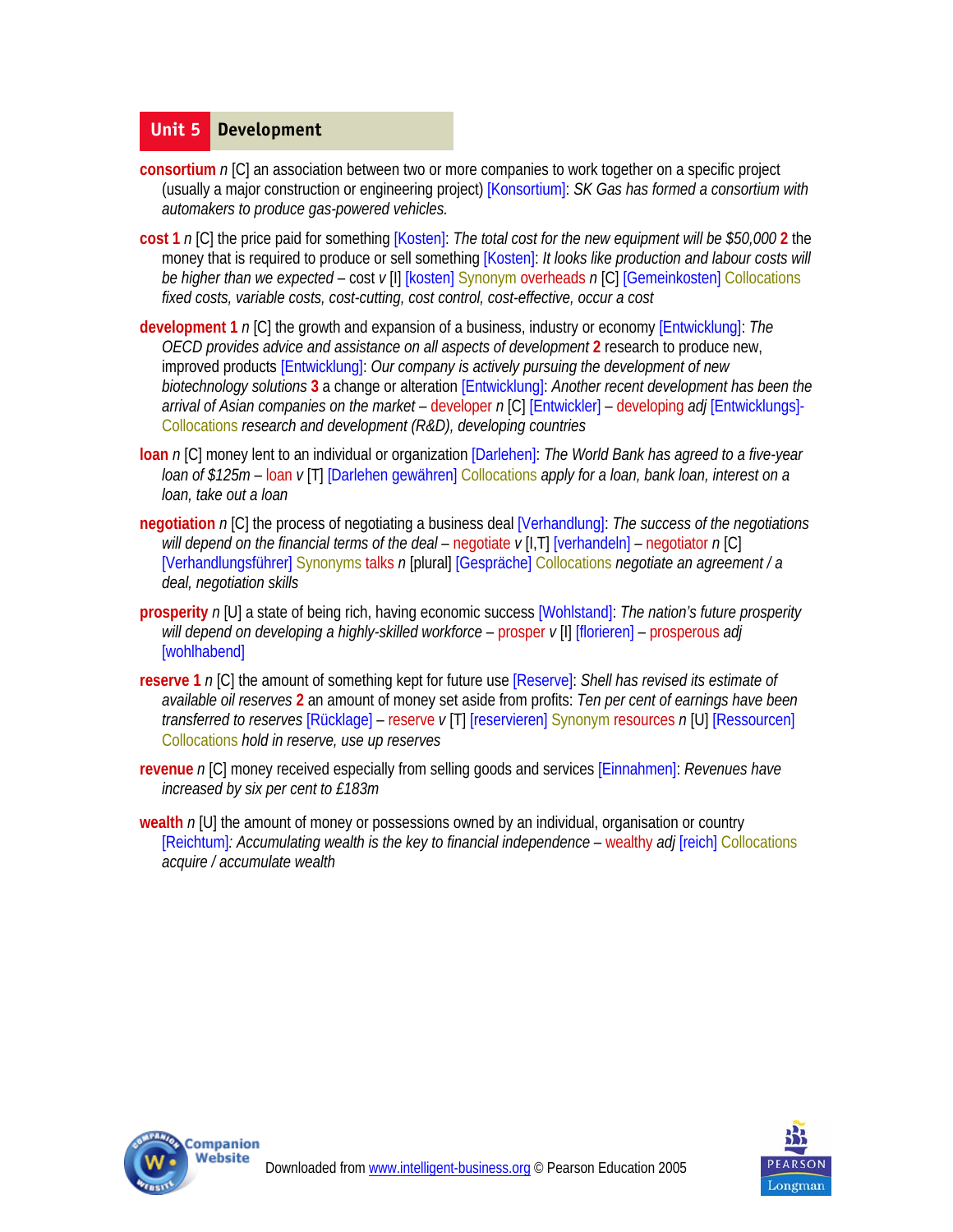## Unit 5 Development

**consortium** *n* [C] an association between two or more companies to work together on a specific project (usually a major construction or engineering project) [Konsortium]: *SK Gas has formed a consortium with automakers to produce gas-powered vehicles.*

**cost 1** *n* [C] the price paid for something [Kosten]: *The total cost for the new equipment will be $50,000* **2** the money that is required to produce or sell something [Kosten]: *It looks like production and labour costs will be higher than we expected* – cost *v* [I] [kosten] Synonym overheads *n* [C] [Gemeinkosten] Collocations *fixed costs, variable costs, cost-cutting, cost control, cost-effective, occur a cost*

**development 1** *n* [C] the growth and expansion of a business, industry or economy [Entwicklung]: *The OECD provides advice and assistance on all aspects of development* **2** research to produce new, improved products [Entwicklung]: *Our company is actively pursuing the development of new biotechnology solutions* **3** a change or alteration [Entwicklung]: *Another recent development has been the arrival of Asian companies on the market* – developer *n* [C] [Entwickler] – developing *adj* [Entwicklungs]- Collocations *research and development (R&D), developing countries*

**loan** *n* [C] money lent to an individual or organization [Darlehen]: *The World Bank has agreed to a five-year loan of $125m* – loan *v* [T] [Darlehen gewähren] Collocations *apply for a loan, bank loan, interest on a loan, take out a loan*

**negotiation** *n* [C] the process of negotiating a business deal [Verhandlung]: *The success of the negotiations will depend on the financial terms of the deal* – negotiate *v* [I,T] [verhandeln] – negotiator *n* [C] [Verhandlungsführer] Synonyms talks *n* [plural] [Gespräche] Collocations *negotiate an agreement / a deal, negotiation skills*

**prosperity** *n* [U] a state of being rich, having economic success [Wohlstand]: *The nation's future prosperity will depend on developing a highly-skilled workforce* – prosper *v* [I] [florieren] – prosperous *adj* [wohlhabend]

**reserve 1** *n* [C] the amount of something kept for future use [Reserve]: *Shell has revised its estimate of available oil reserves* **2** an amount of money set aside from profits: *Ten per cent of earnings have been transferred to reserves* [Rücklage] – reserve *v* [T] [reservieren] Synonym resources *n* [U] [Ressourcen] Collocations *hold in reserve, use up reserves*

**revenue** *n* [C] money received especially from selling goods and services [Einnahmen]: *Revenues have increased by six per cent to £183m*

**wealth** *n* [U] the amount of money or possessions owned by an individual, organisation or country [Reichtum]: *Accumulating wealth is the key to financial independence* – wealthy *adj* [reich] Collocations *acquire / accumulate wealth*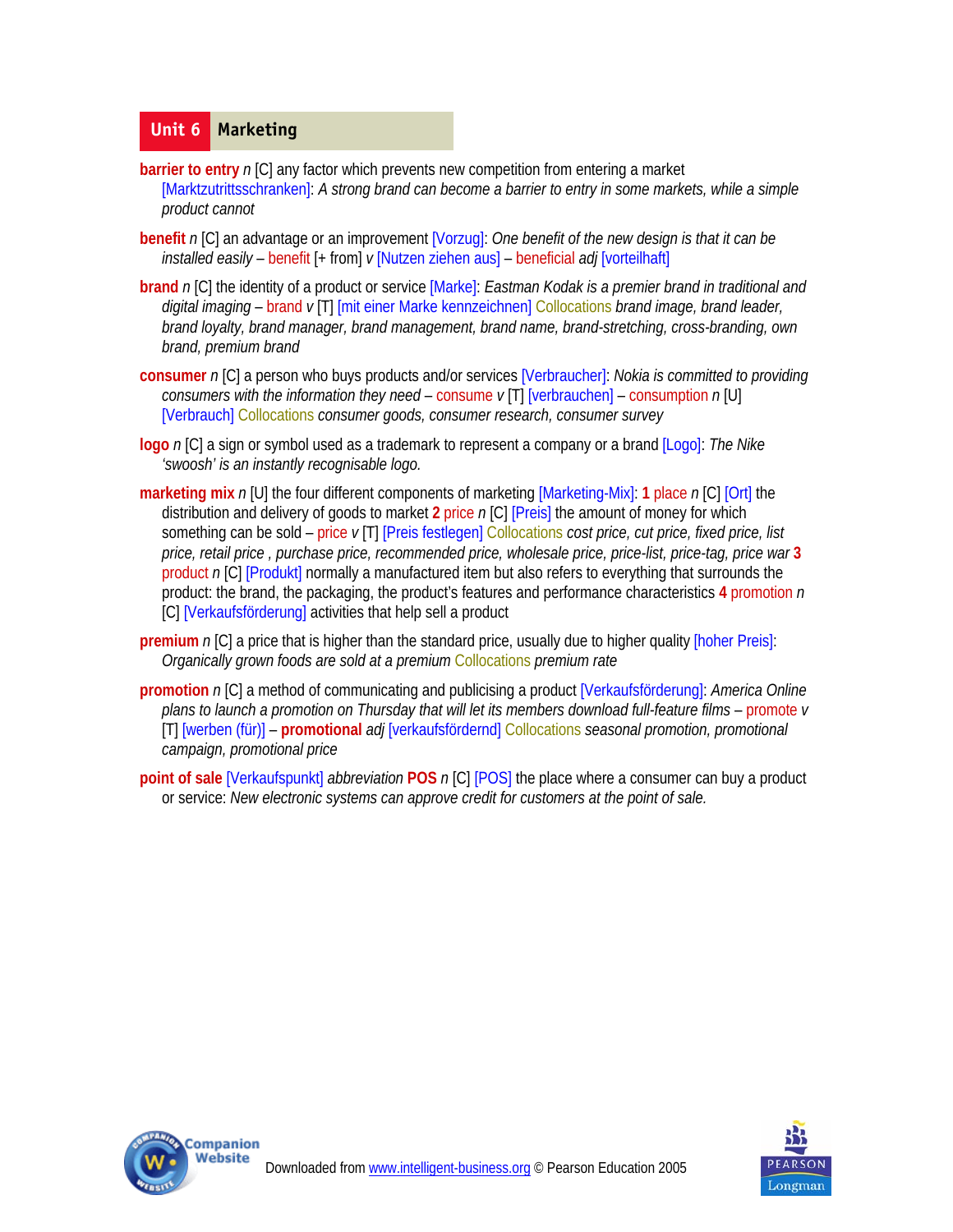## Unit 6 Marketing

**barrier to entry** *n* [C] any factor which prevents new competition from entering a market [Marktzutrittsschranken]: *A strong brand can become a barrier to entry in some markets, while a simple product cannot*

**benefit** *n* [C] an advantage or an improvement [Vorzug]: *One benefit of the new design is that it can be installed easily* – benefit [+ from] *v* [Nutzen ziehen aus] – beneficial *adj* [vorteilhaft]

**brand** *n* [C] the identity of a product or service [Marke]: *Eastman Kodak is a premier brand in traditional and digital imaging* – brand *v* [T] [mit einer Marke kennzeichnen] Collocations *brand image, brand leader, brand loyalty, brand manager, brand management, brand name, brand-stretching, cross-branding, own brand, premium brand*

**consumer** *n* [C] a person who buys products and/or services [Verbraucher]: *Nokia is committed to providing consumers with the information they need* – consume *v* [T] [verbrauchen] – consumption *n* [U] [Verbrauch] Collocations *consumer goods, consumer research, consumer survey*

**logo** *n* [C] a sign or symbol used as a trademark to represent a company or a brand [Logo]: *The Nike 'swoosh' is an instantly recognisable logo.*

**marketing mix** *n* [U] the four different components of marketing [Marketing-Mix]: **1** place *n* [C] [Ort] the distribution and delivery of goods to market **2** price *n* [C] [Preis] the amount of money for which something can be sold – price *v* [T] [Preis festlegen] Collocations *cost price, cut price, fixed price, list price, retail price , purchase price, recommended price, wholesale price, price-list, price-tag, price war* **3** product *n* [C] [Produkt] normally a manufactured item but also refers to everything that surrounds the product: the brand, the packaging, the product's features and performance characteristics **4** promotion *n* [C] [Verkaufsförderung] activities that help sell a product

**premium** *n* [C] a price that is higher than the standard price, usually due to higher quality [hoher Preis]: *Organically grown foods are sold at a premium* Collocations *premium rate*

**promotion** *n* [C] a method of communicating and publicising a product [Verkaufsförderung]: *America Online plans to launch a promotion on Thursday that will let its members download full-feature films* – promote *v* [T] [werben (für)] – **promotional** *adj* [verkaufsfördernd] Collocations *seasonal promotion, promotional campaign, promotional price*

**point of sale** [Verkaufspunkt] *abbreviation* **POS** *n* [C] [POS] the place where a consumer can buy a product or service: *New electronic systems can approve credit for customers at the point of sale.*

Downloaded from www.intelligent-business.org © Pearson Education 2005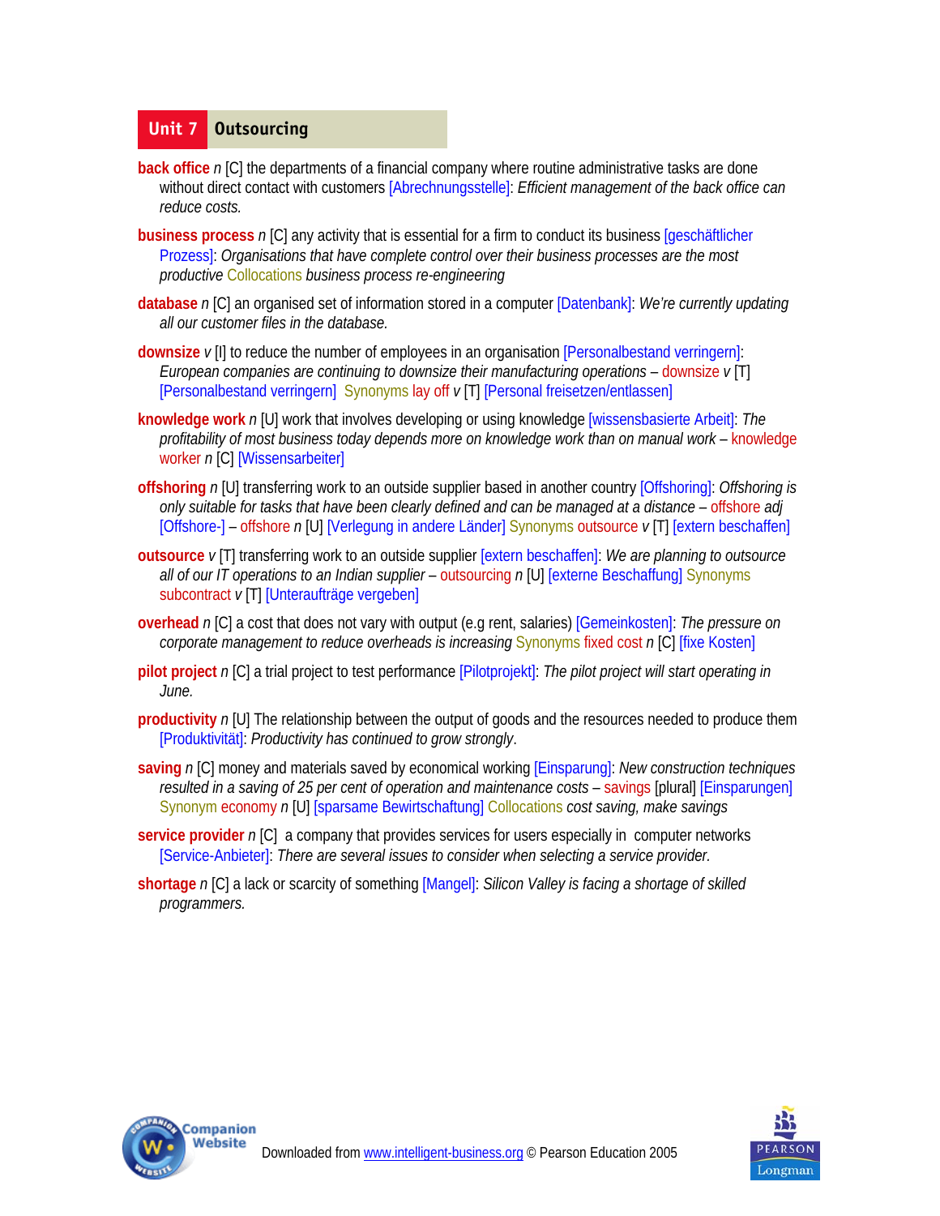## Unit 7 Outsourcing

**back office** *n* [C] the departments of a financial company where routine administrative tasks are done without direct contact with customers [Abrechnungsstelle]: *Efficient management of the back office can reduce costs.*

**business process** *n* [C] any activity that is essential for a firm to conduct its business [geschäftlicher Prozess]: *Organisations that have complete control over their business processes are the most productive* Collocations *business process re-engineering*

**database** *n* [C] an organised set of information stored in a computer [Datenbank]: *We're currently updating all our customer files in the database.*

**downsize** *v* [I] to reduce the number of employees in an organisation [Personalbestand verringern]: *European companies are continuing to downsize their manufacturing operations* – downsize *v* [T] [Personalbestand verringern] Synonyms lay off *v* [T] [Personal freisetzen/entlassen]

**knowledge work** *n* [U] work that involves developing or using knowledge [wissensbasierte Arbeit]: *The profitability of most business today depends more on knowledge work than on manual work* – knowledge worker *n* [C] [Wissensarbeiter]

**offshoring** *n* [U] transferring work to an outside supplier based in another country [Offshoring]: *Offshoring is only suitable for tasks that have been clearly defined and can be managed at a distance* – offshore *adj* [Offshore-] – offshore *n* [U] [Verlegung in andere Länder] Synonyms outsource *v* [T] [extern beschaffen]

**outsource** *v* [T] transferring work to an outside supplier [extern beschaffen]: *We are planning to outsource all of our IT operations to an Indian supplier* – outsourcing *n* [U] [externe Beschaffung] Synonyms subcontract *v* [T] [Unteraufträge vergeben]

**overhead** *n* [C] a cost that does not vary with output (e.g rent, salaries) [Gemeinkosten]: *The pressure on corporate management to reduce overheads is increasing* Synonyms fixed cost *n* [C] [fixe Kosten]

**pilot project** *n* [C] a trial project to test performance [Pilotprojekt]: *The pilot project will start operating in June.*

**productivity** *n* [U] The relationship between the output of goods and the resources needed to produce them [Produktivität]: *Productivity has continued to grow strongly*.

**saving** *n* [C] money and materials saved by economical working [Einsparung]: *New construction techniques resulted in a saving of 25 per cent of operation and maintenance costs* – savings [plural] [Einsparungen] Synonym economy *n* [U] [sparsame Bewirtschaftung] Collocations *cost saving, make savings*

**service provider** *n* [C] a company that provides services for users especially in computer networks [Service-Anbieter]: *There are several issues to consider when selecting a service provider.*

**shortage** *n* [C] a lack or scarcity of something [Mangel]: *Silicon Valley is facing a shortage of skilled programmers.*

Downloaded from www.intelligent-business.org © Pearson Education 2005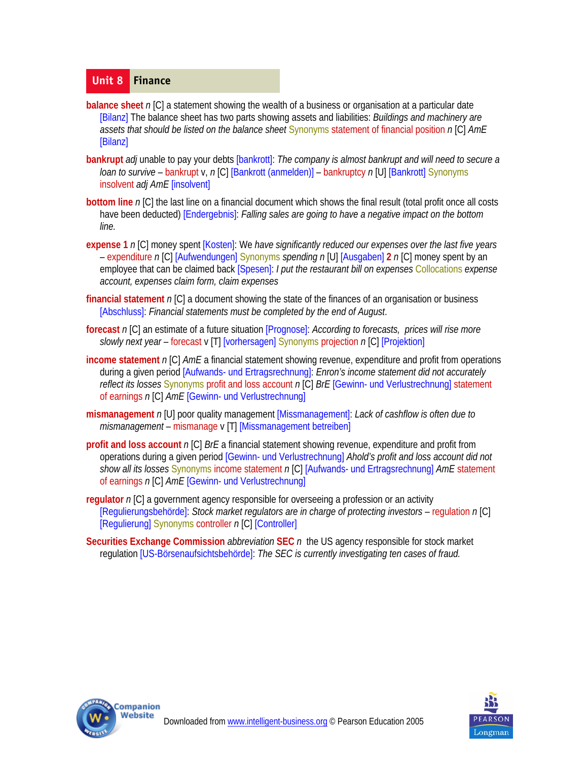## Unit 8 Finance

**balance sheet** *n* [C] a statement showing the wealth of a business or organisation at a particular date [Bilanz] The balance sheet has two parts showing assets and liabilities: *Buildings and machinery are assets that should be listed on the balance sheet* Synonyms statement of financial position *n* [C] *AmE* [Bilanz]

**bankrupt** *adj* unable to pay your debts [bankrott]: *The company is almost bankrupt and will need to secure a loan to survive* – bankrupt v, *n* [C] [Bankrott (anmelden)] – bankruptcy *n* [U] [Bankrott] Synonyms insolvent *adj AmE* [insolvent]

**bottom line** *n* [C] the last line on a financial document which shows the final result (total profit once all costs have been deducted) [Endergebnis]: *Falling sales are going to have a negative impact on the bottom line.*

**expense 1** *n* [C] money spent [Kosten]: We *have significantly reduced our expenses over the last five years* – expenditure *n* [C] [Aufwendungen] Synonyms *spending n* [U] [Ausgaben] **2** *n* [C] money spent by an employee that can be claimed back [Spesen]: *I put the restaurant bill on expenses* Collocations *expense account, expenses claim form, claim expenses*

**financial statement** *n* [C] a document showing the state of the finances of an organisation or business [Abschluss]: *Financial statements must be completed by the end of August*.

**forecast** *n* [C] an estimate of a future situation [Prognose]: *According to forecasts, prices will rise more slowly next year* – forecast v [T] [vorhersagen] Synonyms projection *n* [C] [Projektion]

**income statement** *n* [C] *AmE* a financial statement showing revenue, expenditure and profit from operations during a given period [Aufwands- und Ertragsrechnung]: *Enron's income statement did not accurately reflect its losses* Synonyms profit and loss account *n* [C] *BrE* [Gewinn- und Verlustrechnung] statement of earnings *n* [C] *AmE* [Gewinn- und Verlustrechnung]

**mismanagement** *n* [U] poor quality management [Missmanagement]: *Lack of cashflow is often due to mismanagement* – mismanage v [T] [Missmanagement betreiben]

**profit and loss account** *n* [C] *BrE* a financial statement showing revenue, expenditure and profit from operations during a given period [Gewinn- und Verlustrechnung] *Ahold's profit and loss account did not show all its losses* Synonyms income statement *n* [C] [Aufwands- und Ertragsrechnung] *AmE* statement of earnings *n* [C] *AmE* [Gewinn- und Verlustrechnung]

**regulator** *n* [C] a government agency responsible for overseeing a profession or an activity [Regulierungsbehörde]: *Stock market regulators are in charge of protecting investors* – regulation *n* [C] [Regulierung] Synonyms controller *n* [C] [Controller]

**Securities Exchange Commission** *abbreviation* **SEC** *n* the US agency responsible for stock market regulation [US-Börsenaufsichtsbehörde]: *The SEC is currently investigating ten cases of fraud.*

Downloaded from www.intelligent-business.org © Pearson Education 2005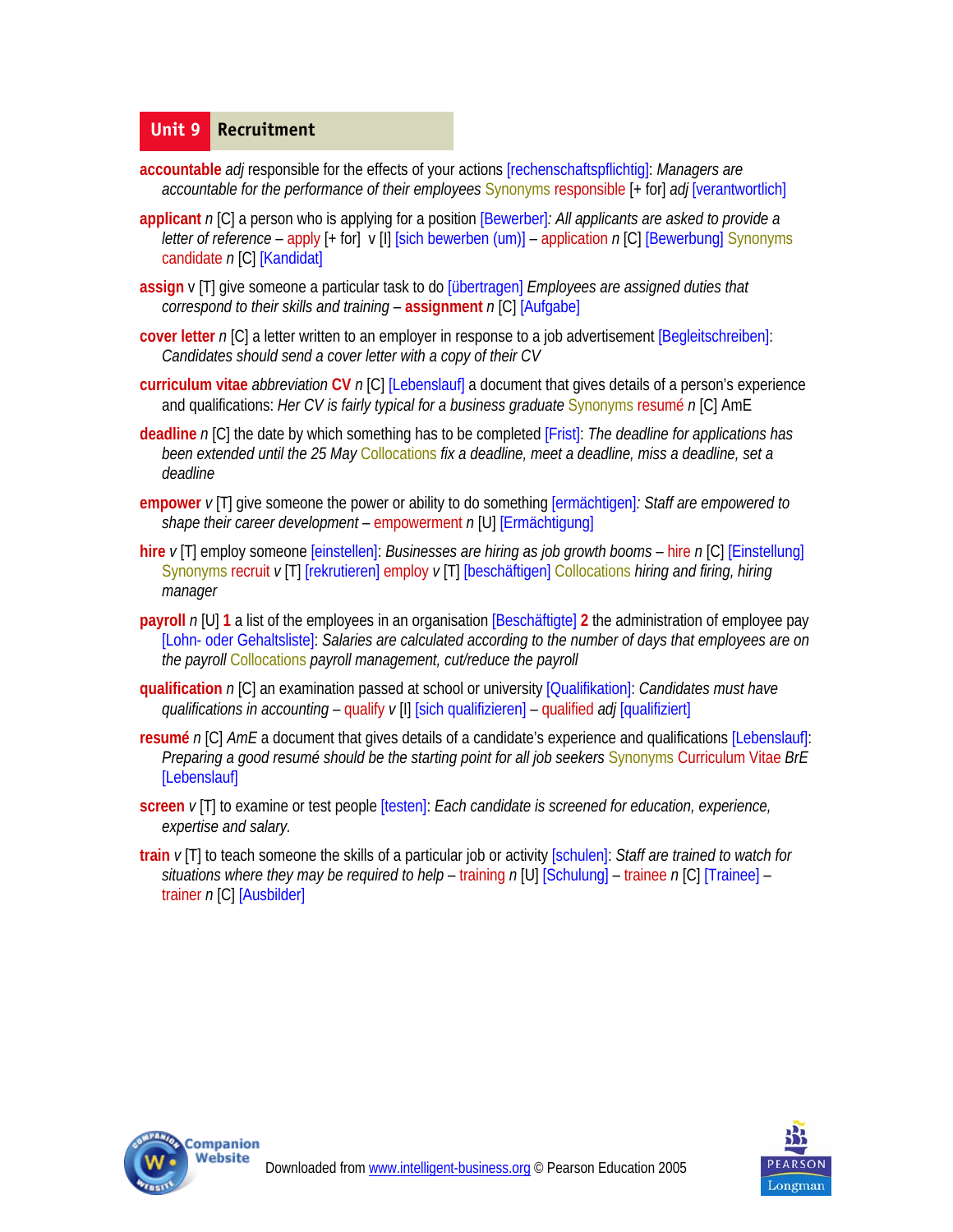## Unit 9 Recruitment

**accountable** *adj* responsible for the effects of your actions [rechenschaftspflichtig]: *Managers are accountable for the performance of their employees* Synonyms responsible [+ for] *adj* [verantwortlich]

**applicant** *n* [C] a person who is applying for a position [Bewerber]: *All applicants are asked to provide a letter of reference* – apply [+ for] v [I] [sich bewerben (um)] – application *n* [C] [Bewerbung] Synonyms candidate *n* [C] [Kandidat]

**assign** v [T] give someone a particular task to do [übertragen] *Employees are assigned duties that correspond to their skills and training* – **assignment** *n* [C] [Aufgabe]

**cover letter** *n* [C] a letter written to an employer in response to a job advertisement [Begleitschreiben]: *Candidates should send a cover letter with a copy of their CV*

**curriculum vitae** *abbreviation* **CV** *n* [C] [Lebenslauf] a document that gives details of a person's experience and qualifications: *Her CV is fairly typical for a business graduate* Synonyms resumé *n* [C] AmE

**deadline** *n* [C] the date by which something has to be completed [Frist]: *The deadline for applications has been extended until the 25 May* Collocations *fix a deadline, meet a deadline, miss a deadline, set a deadline*

**empower** *v* [T] give someone the power or ability to do something [ermächtigen]*: Staff are empowered to shape their career development* – empowerment *n* [U] [Ermächtigung]

**hire** *v* [T] employ someone [einstellen]: *Businesses are hiring as job growth booms* – hire *n* [C] [Einstellung] Synonyms recruit *v* [T] [rekrutieren] employ *v* [T] [beschäftigen] Collocations *hiring and firing, hiring manager*

**payroll** *n* [U] **1** a list of the employees in an organisation [Beschäftigte] **2** the administration of employee pay [Lohn- oder Gehaltsliste]: *Salaries are calculated according to the number of days that employees are on the payroll* Collocations *payroll management, cut/reduce the payroll*

**qualification** *n* [C] an examination passed at school or university [Qualifikation]: *Candidates must have qualifications in accounting* – qualify *v* [I] [sich qualifizieren] – qualified *adj* [qualifiziert]

**resumé** *n* [C] *AmE* a document that gives details of a candidate's experience and qualifications [Lebenslauf]: *Preparing a good resumé should be the starting point for all job seekers* Synonyms Curriculum Vitae *BrE* [Lebenslauf]

**screen** *v* [T] to examine or test people [testen]: *Each candidate is screened for education, experience, expertise and salary.*

**train** *v* [T] to teach someone the skills of a particular job or activity [schulen]: *Staff are trained to watch for situations where they may be required to help* – training *n* [U] [Schulung] – trainee *n* [C] [Trainee] – trainer *n* [C] [Ausbilder]

Downloaded from www.intelligent-business.org © Pearson Education 2005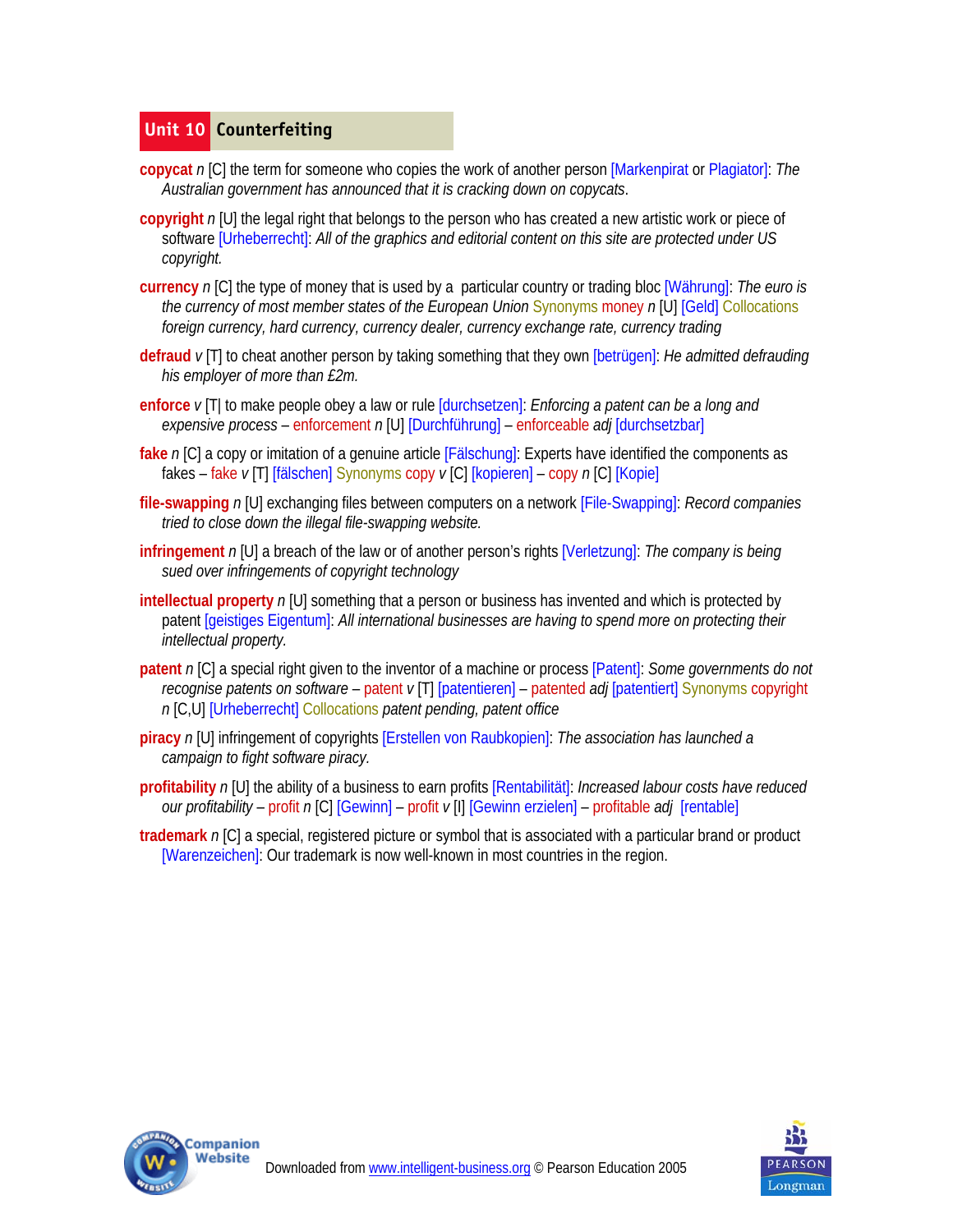## Unit 10 Counterfeiting

**copycat** *n* [C] the term for someone who copies the work of another person [Markenpirat or Plagiator]: *The Australian government has announced that it is cracking down on copycats*.

**copyright** *n* [U] the legal right that belongs to the person who has created a new artistic work or piece of software [Urheberrecht]: *All of the graphics and editorial content on this site are protected under US copyright.*

**currency** *n* [C] the type of money that is used by a particular country or trading bloc [Währung]: *The euro is the currency of most member states of the European Union* Synonyms money *n* [U] [Geld] Collocations *foreign currency, hard currency, currency dealer, currency exchange rate, currency trading*

**defraud** *v* [T] to cheat another person by taking something that they own [betrügen]: *He admitted defrauding his employer of more than £2m.*

**enforce** *v* [T| to make people obey a law or rule [durchsetzen]: *Enforcing a patent can be a long and expensive process* – enforcement *n* [U] [Durchführung] – enforceable *adj* [durchsetzbar]

**fake** *n* [C] a copy or imitation of a genuine article [Fälschung]: Experts have identified the components as fakes – fake *v* [T] [fälschen] Synonyms copy *v* [C] [kopieren] – copy *n* [C] [Kopie]

**file-swapping** *n* [U] exchanging files between computers on a network [File-Swapping]: *Record companies tried to close down the illegal file-swapping website.*

**infringement** *n* [U] a breach of the law or of another person's rights [Verletzung]: *The company is being sued over infringements of copyright technology*

**intellectual property** *n* [U] something that a person or business has invented and which is protected by patent [geistiges Eigentum]: *All international businesses are having to spend more on protecting their intellectual property*.

**patent** *n* [C] a special right given to the inventor of a machine or process [Patent]: *Some governments do not recognise patents on software* – patent *v* [T] [patentieren] – patented *adj* [patentiert] Synonyms copyright *n* [C,U] [Urheberrecht] Collocations *patent pending, patent office*

**piracy** *n* [U] infringement of copyrights [Erstellen von Raubkopien]: *The association has launched a campaign to fight software piracy.*

**profitability** *n* [U] the ability of a business to earn profits [Rentabilität]: *Increased labour costs have reduced our profitability* – profit *n* [C] [Gewinn] – profit *v* [I] [Gewinn erzielen] – profitable *adj* [rentable]

**trademark** *n* [C] a special, registered picture or symbol that is associated with a particular brand or product [Warenzeichen]: Our trademark is now well-known in most countries in the region.

Downloaded from www.intelligent-business.org © Pearson Education 2005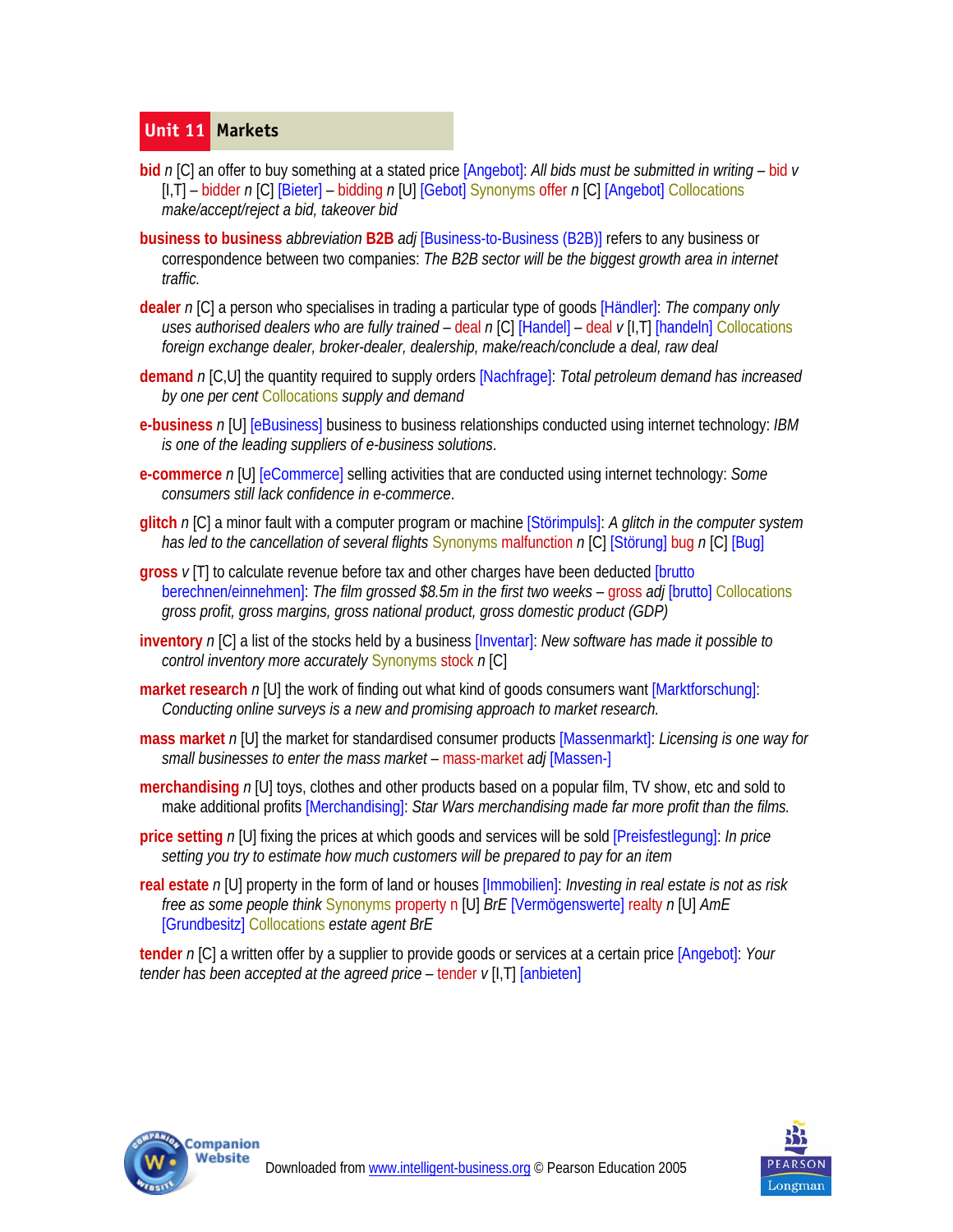## Unit 11 Markets

**bid** *n* [C] an offer to buy something at a stated price [Angebot]: *All bids must be submitted in writing* – bid *v* [I,T] – bidder *n* [C] [Bieter] – bidding *n* [U] [Gebot] Synonyms offer *n* [C] [Angebot] Collocations *make/accept/reject a bid, takeover bid*

**business to business** *abbreviation* **B2B** *adj* [Business-to-Business (B2B)] refers to any business or correspondence between two companies: *The B2B sector will be the biggest growth area in internet traffic.*

**dealer** *n* [C] a person who specialises in trading a particular type of goods [Händler]: *The company only uses authorised dealers who are fully trained* – deal *n* [C] [Handel] – deal *v* [I,T] [handeln] Collocations *foreign exchange dealer, broker-dealer, dealership, make/reach/conclude a deal, raw deal*

**demand** *n* [C,U] the quantity required to supply orders [Nachfrage]: *Total petroleum demand has increased by one per cent* Collocations *supply and demand*

**e-business** *n* [U] [eBusiness] business to business relationships conducted using internet technology: *IBM is one of the leading suppliers of e-business solutions*.

**e-commerce** *n* [U] [eCommerce] selling activities that are conducted using internet technology: *Some consumers still lack confidence in e-commerce*.

**glitch** *n* [C] a minor fault with a computer program or machine [Störimpuls]: *A glitch in the computer system has led to the cancellation of several flights* Synonyms malfunction *n* [C] [Störung] bug *n* [C] [Bug]

**gross** *v* [T] to calculate revenue before tax and other charges have been deducted [brutto berechnen/einnehmen]: *The film grossed $8.5m in the first two weeks* – gross *adj* [brutto] Collocations *gross profit, gross margins, gross national product, gross domestic product (GDP)*

**inventory** *n* [C] a list of the stocks held by a business [Inventar]: *New software has made it possible to control inventory more accurately* Synonyms stock *n* [C]

**market research** *n* [U] the work of finding out what kind of goods consumers want [Marktforschung]: *Conducting online surveys is a new and promising approach to market research.*

**mass market** *n* [U] the market for standardised consumer products [Massenmarkt]: *Licensing is one way for small businesses to enter the mass market* – mass-market *adj* [Massen-]

**merchandising** *n* [U] toys, clothes and other products based on a popular film, TV show, etc and sold to make additional profits [Merchandising]: *Star Wars merchandising made far more profit than the films.*

**price setting** *n* [U] fixing the prices at which goods and services will be sold [Preisfestlegung]: *In price setting you try to estimate how much customers will be prepared to pay for an item*

**real estate** *n* [U] property in the form of land or houses [Immobilien]: *Investing in real estate is not as risk free as some people think* Synonyms property n [U] *BrE* [Vermögenswerte] realty *n* [U] *AmE* [Grundbesitz] Collocations *estate agent BrE*

**tender** *n* [C] a written offer by a supplier to provide goods or services at a certain price [Angebot]: *Your tender has been accepted at the agreed price* – tender *v* [I,T] [anbieten]

Downloaded from www.intelligent-business.org © Pearson Education 2005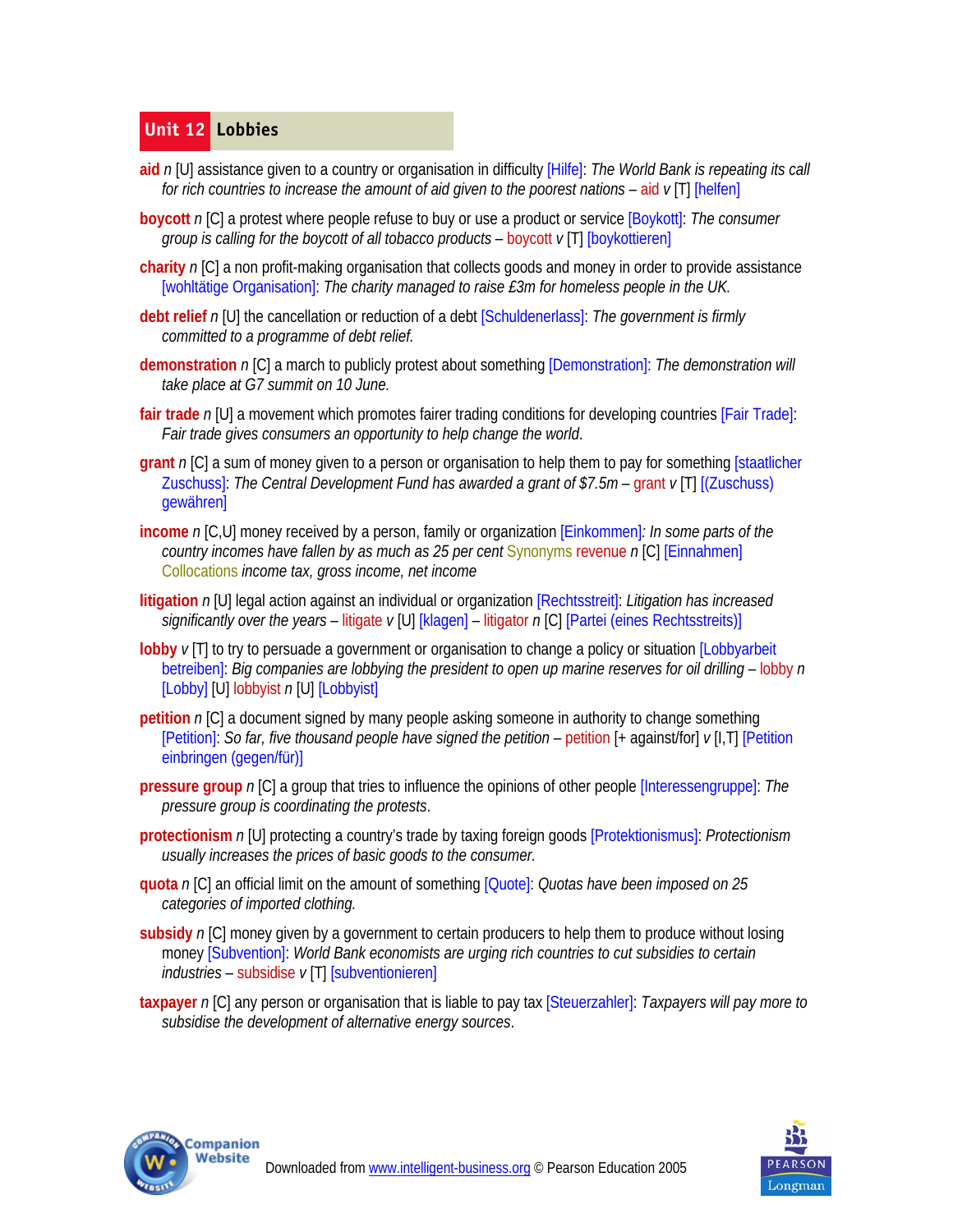# Unit 12 Lobbies

**aid** *n* [U] assistance given to a country or organisation in difficulty [Hilfe]: *The World Bank is repeating its call for rich countries to increase the amount of aid given to the poorest nations* – aid *v* [T] [helfen]

**boycott** *n* [C] a protest where people refuse to buy or use a product or service [Boykott]: *The consumer group is calling for the boycott of all tobacco products* – boycott *v* [T] [boykottieren]

**charity** *n* [C] a non profit-making organisation that collects goods and money in order to provide assistance [wohltätige Organisation]: *The charity managed to raise £3m for homeless people in the UK.*

**debt relief** *n* [U] the cancellation or reduction of a debt [Schuldenerlass]: *The government is firmly committed to a programme of debt relief.*

**demonstration** *n* [C] a march to publicly protest about something [Demonstration]: *The demonstration will take place at G7 summit on 10 June.*

**fair trade** *n* [U] a movement which promotes fairer trading conditions for developing countries [Fair Trade]: *Fair trade gives consumers an opportunity to help change the world*.

**grant** *n* [C] a sum of money given to a person or organisation to help them to pay for something [staatlicher Zuschuss]: *The Central Development Fund has awarded a grant of $7.5m* – grant *v* [T] [(Zuschuss) gewähren]

**income** *n* [C,U] money received by a person, family or organization [Einkommen]*: In some parts of the country incomes have fallen by as much as 25 per cent* Synonyms revenue *n* [C] [Einnahmen] Collocations *income tax, gross income, net income*

**litigation** *n* [U] legal action against an individual or organization [Rechtsstreit]: *Litigation has increased significantly over the years* – litigate *v* [U] [klagen] – litigator *n* [C] [Partei (eines Rechtsstreits)]

**lobby** *v* [T] to try to persuade a government or organisation to change a policy or situation [Lobbyarbeit betreiben]: *Big companies are lobbying the president to open up marine reserves for oil drilling* – lobby *n* [Lobby] [U] lobbyist *n* [U] [Lobbyist]

**petition** *n* [C] a document signed by many people asking someone in authority to change something [Petition]: *So far, five thousand people have signed the petition* – petition [+ against/for] *v* [I,T] [Petition einbringen (gegen/für)]

**pressure group** *n* [C] a group that tries to influence the opinions of other people [Interessengruppe]: *The pressure group is coordinating the protests*.

**protectionism** *n* [U] protecting a country's trade by taxing foreign goods [Protektionismus]: *Protectionism usually increases the prices of basic goods to the consumer.*

**quota** *n* [C] an official limit on the amount of something [Quote]: *Quotas have been imposed on 25 categories of imported clothing.*

**subsidy** *n* [C] money given by a government to certain producers to help them to produce without losing money [Subvention]: *World Bank economists are urging rich countries to cut subsidies to certain industries* – subsidise *v* [T] [subventionieren]

**taxpayer** *n* [C] any person or organisation that is liable to pay tax [Steuerzahler]: *Taxpayers will pay more to subsidise the development of alternative energy sources*.

Downloaded from www.intelligent-business.org © Pearson Education 2005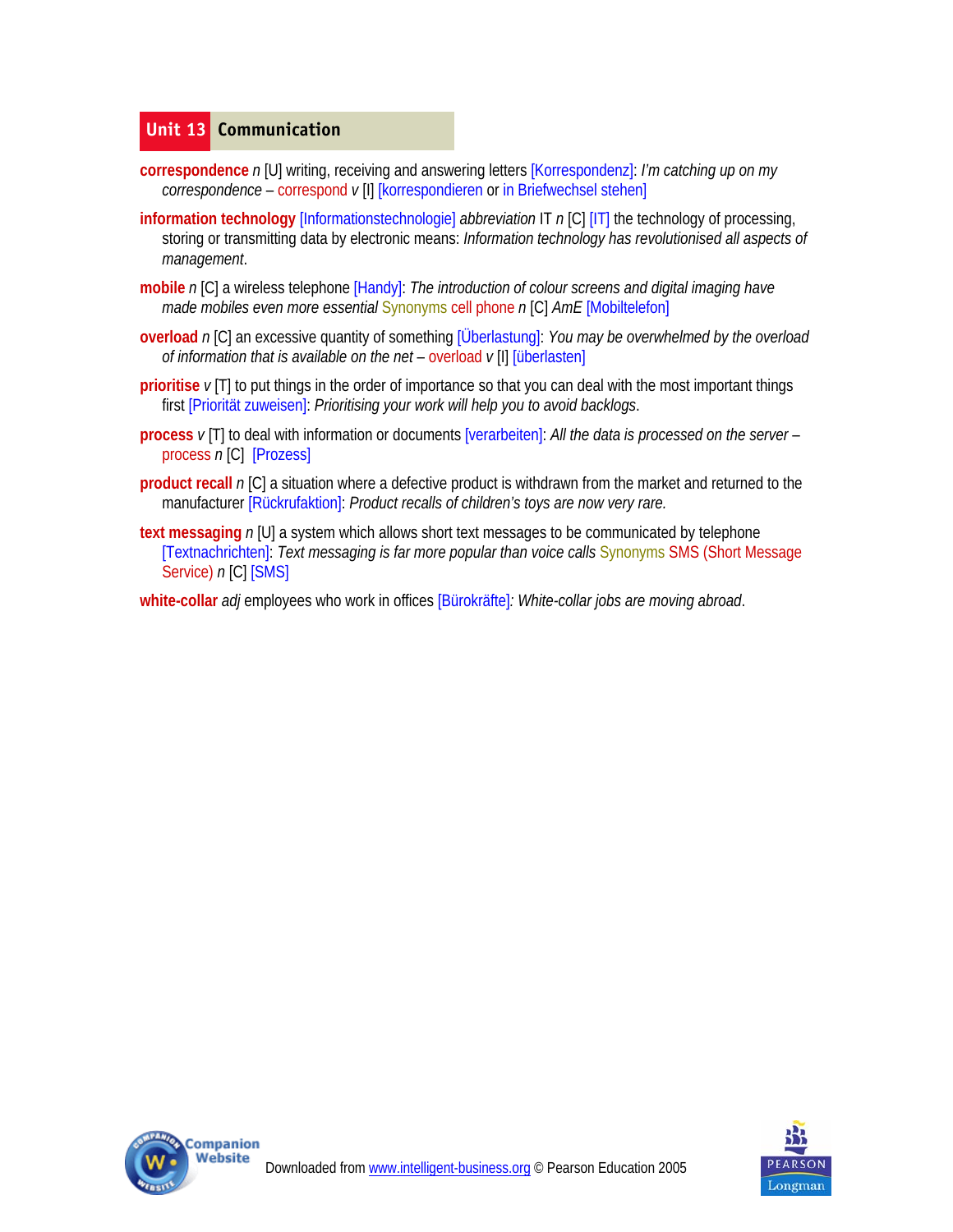## Unit 13 Communication

**correspondence** *n* [U] writing, receiving and answering letters [Korrespondenz]: *I'm catching up on my correspondence* – correspond *v* [I] [korrespondieren or in Briefwechsel stehen]

**information technology** [Informationstechnologie] *abbreviation* IT *n* [C] [IT] the technology of processing, storing or transmitting data by electronic means: *Information technology has revolutionised all aspects of management*.

**mobile** *n* [C] a wireless telephone [Handy]: *The introduction of colour screens and digital imaging have made mobiles even more essential* Synonyms cell phone *n* [C] *AmE* [Mobiltelefon]

**overload** *n* [C] an excessive quantity of something [Überlastung]: *You may be overwhelmed by the overload of information that is available on the net* – overload *v* [I] [überlasten]

**prioritise** *v* [T] to put things in the order of importance so that you can deal with the most important things first [Priorität zuweisen]: *Prioritising your work will help you to avoid backlogs*.

**process** *v* [T] to deal with information or documents [verarbeiten]: *All the data is processed on the server* – process *n* [C] [Prozess]

**product recall** *n* [C] a situation where a defective product is withdrawn from the market and returned to the manufacturer [Rückrufaktion]: *Product recalls of children's toys are now very rare.*

**text messaging** *n* [U] a system which allows short text messages to be communicated by telephone [Textnachrichten]: *Text messaging is far more popular than voice calls* Synonyms SMS (Short Message Service) *n* [C] [SMS]

**white-collar** *adj* employees who work in offices [Bürokräfte]*: White-collar jobs are moving abroad*.

Downloaded from www.intelligent-business.org © Pearson Education 2005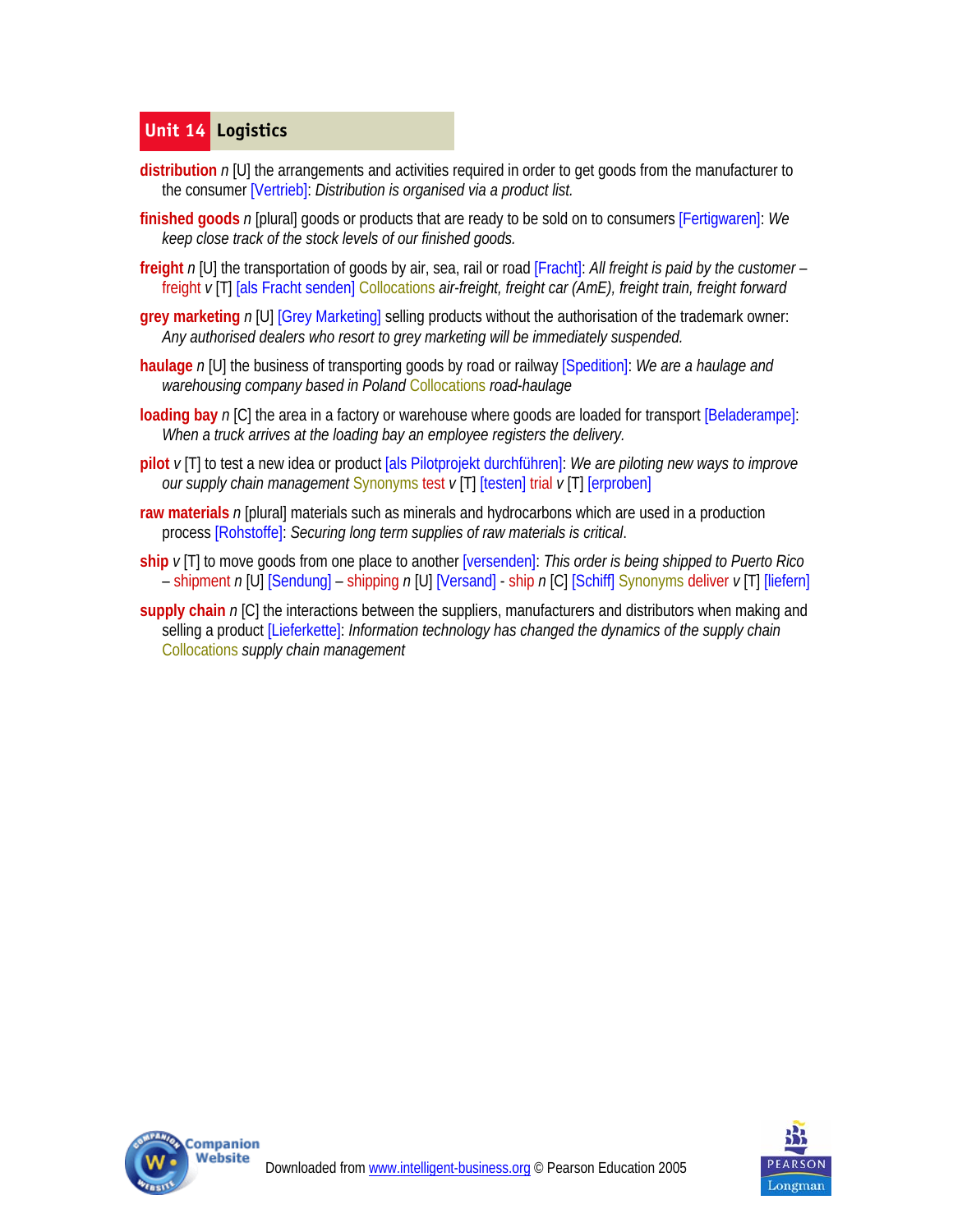# Unit 14 Logistics

**distribution** *n* [U] the arrangements and activities required in order to get goods from the manufacturer to the consumer [Vertrieb]: *Distribution is organised via a product list.*

**finished goods** *n* [plural] goods or products that are ready to be sold on to consumers [Fertigwaren]: *We keep close track of the stock levels of our finished goods.*

**freight** *n* [U] the transportation of goods by air, sea, rail or road [Fracht]: *All freight is paid by the customer* – freight *v* [T] [als Fracht senden] Collocations *air-freight, freight car (AmE), freight train, freight forward*

**grey marketing** *n* [U] [Grey Marketing] selling products without the authorisation of the trademark owner: *Any authorised dealers who resort to grey marketing will be immediately suspended.*

**haulage** *n* [U] the business of transporting goods by road or railway [Spedition]: *We are a haulage and warehousing company based in Poland* Collocations *road-haulage*

**loading bay** *n* [C] the area in a factory or warehouse where goods are loaded for transport [Beladerampe]: *When a truck arrives at the loading bay an employee registers the delivery.*

**pilot** *v* [T] to test a new idea or product [als Pilotprojekt durchführen]: *We are piloting new ways to improve our supply chain management* Synonyms test *v* [T] [testen] trial *v* [T] [erproben]

**raw materials** *n* [plural] materials such as minerals and hydrocarbons which are used in a production process [Rohstoffe]: *Securing long term supplies of raw materials is critical*.

**ship** *v* [T] to move goods from one place to another [versenden]: *This order is being shipped to Puerto Rico* – shipment *n* [U] [Sendung] – shipping *n* [U] [Versand] - ship *n* [C] [Schiff] Synonyms deliver *v* [T] [liefern]

**supply chain** *n* [C] the interactions between the suppliers, manufacturers and distributors when making and selling a product [Lieferkette]: *Information technology has changed the dynamics of the supply chain* Collocations *supply chain management*

Downloaded from www.intelligent-business.org © Pearson Education 2005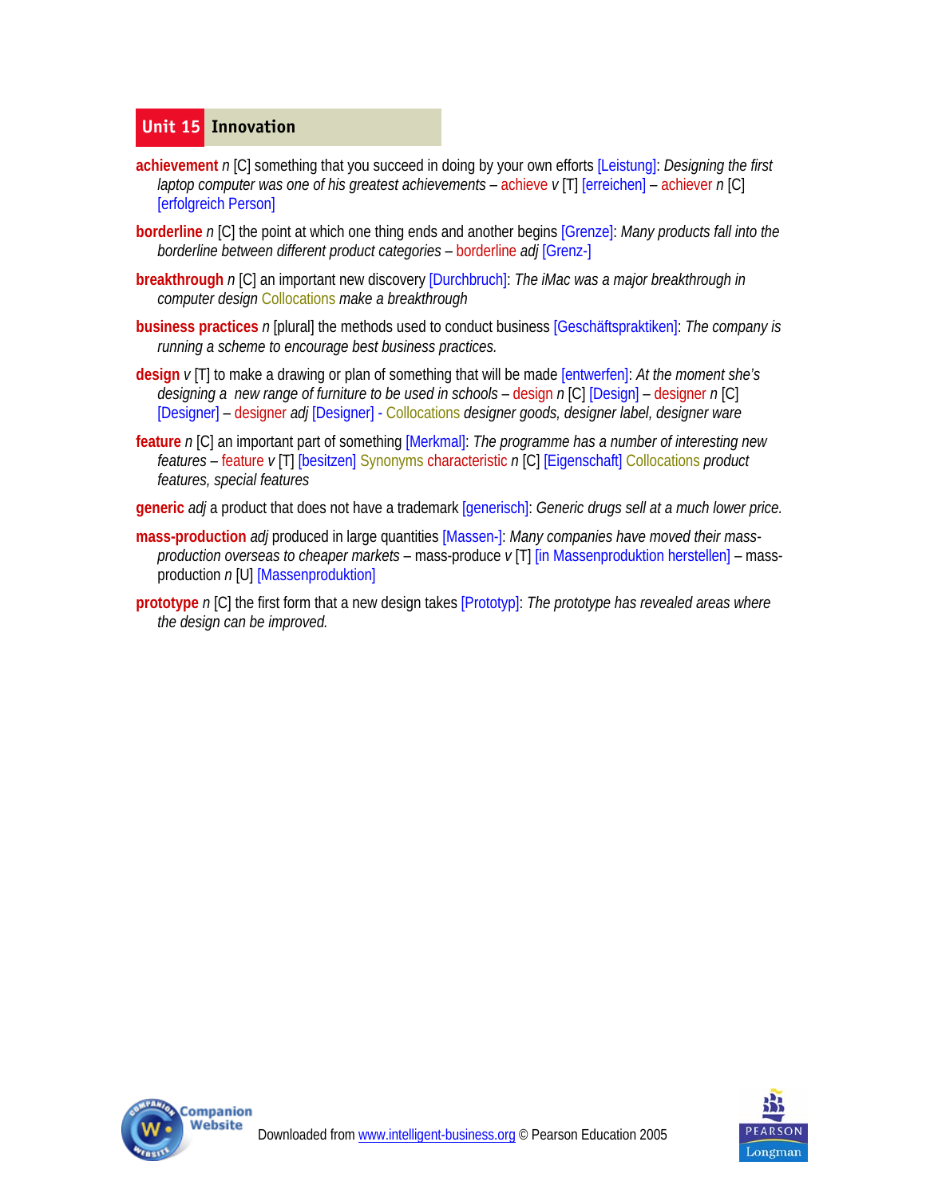## Unit 15 Innovation

**achievement** *n* [C] something that you succeed in doing by your own efforts [Leistung]: *Designing the first laptop computer was one of his greatest achievements* – achieve *v* [T] [erreichen] – achiever *n* [C] [erfolgreich Person]

**borderline** *n* [C] the point at which one thing ends and another begins [Grenze]: *Many products fall into the borderline between different product categories* – borderline *adj* [Grenz-]

**breakthrough** *n* [C] an important new discovery [Durchbruch]: *The iMac was a major breakthrough in computer design* Collocations *make a breakthrough*

**business practices** *n* [plural] the methods used to conduct business [Geschäftspraktiken]: *The company is running a scheme to encourage best business practices.*

**design** *v* [T] to make a drawing or plan of something that will be made [entwerfen]: *At the moment she's designing a new range of furniture to be used in schools* – design *n* [C] [Design] – designer *n* [C] [Designer] – designer *adj* [Designer] - Collocations *designer goods, designer label, designer ware*

**feature** *n* [C] an important part of something [Merkmal]: *The programme has a number of interesting new features* – feature *v* [T] [besitzen] Synonyms characteristic *n* [C] [Eigenschaft] Collocations *product features, special features*

**generic** *adj* a product that does not have a trademark [generisch]: *Generic drugs sell at a much lower price.*

**mass-production** *adj* produced in large quantities [Massen-]: *Many companies have moved their mass-production overseas to cheaper markets* – mass-produce *v* [T] [in Massenproduktion herstellen] – mass-production *n* [U] [Massenproduktion]

**prototype** *n* [C] the first form that a new design takes [Prototyp]: *The prototype has revealed areas where the design can be improved.*

Downloaded from www.intelligent-business.org © Pearson Education 2005